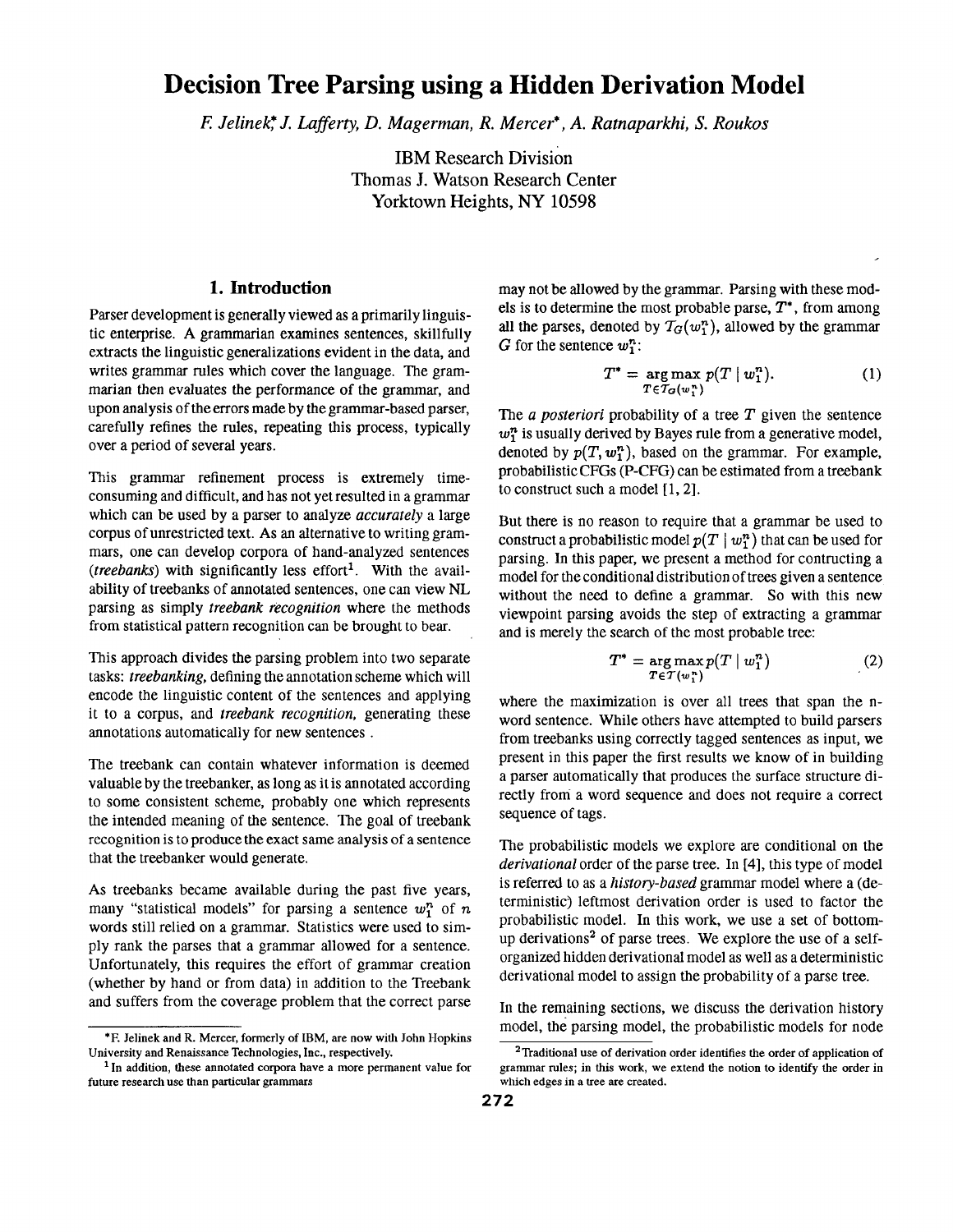# Decision Tree Parsing using a Hidden Derivation Model

F. Jelinek*, J. Lafferty, D. Magerman, R. Mercer*, A. Ratnaparkhi, S. Roukos

IBM Research Division
Thomas J. Watson Research Center
Yorktown Heights, NY 10598

## 1. Introduction

Parser development is generally viewed as a primarily linguistic enterprise. A grammarian examines sentences, skillfully extracts the linguistic generalizations evident in the data, and writes grammar rules which cover the language. The grammarian then evaluates the performance of the grammar, and upon analysis of the errors made by the grammar-based parser, carefully refines the rules, repeating this process, typically over a period of several years.

This grammar refinement process is extremely time-consuming and difficult, and has not yet resulted in a grammar which can be used by a parser to analyze *accurately* a large corpus of unrestricted text. As an alternative to writing grammars, one can develop corpora of hand-analyzed sentences (*treebanks*) with significantly less effort[1]. With the availability of treebanks of annotated sentences, one can view NL parsing as simply *treebank recognition* where the methods from statistical pattern recognition can be brought to bear.

This approach divides the parsing problem into two separate tasks: *treebanking*, defining the annotation scheme which will encode the linguistic content of the sentences and applying it to a corpus, and *treebank recognition*, generating these annotations automatically for new sentences .

The treebank can contain whatever information is deemed valuable by the treebanker, as long as it is annotated according to some consistent scheme, probably one which represents the intended meaning of the sentence. The goal of treebank recognition is to produce the exact same analysis of a sentence that the treebanker would generate.

As treebanks became available during the past five years, many "statistical models" for parsing a sentence $w_1^n$ of $n$ words still relied on a grammar. Statistics were used to simply rank the parses that a grammar allowed for a sentence. Unfortunately, this requires the effort of grammar creation (whether by hand or from data) in addition to the Treebank and suffers from the coverage problem that the correct parse may not be allowed by the grammar. Parsing with these models is to determine the most probable parse, $T^*$, from among all the parses, denoted by $\mathcal{T}_G(w_1^n)$, allowed by the grammar $G$ for the sentence $w_1^n$:

$$T^* = \arg\max_{T \in \mathcal{T}_G(w_1^n)} p(T \mid w_1^n). \tag{1}$$

The *a posteriori* probability of a tree $T$ given the sentence $w_1^n$ is usually derived by Bayes rule from a generative model, denoted by $p(T, w_1^n)$, based on the grammar. For example, probabilistic CFGs (P-CFG) can be estimated from a treebank to construct such a model [1, 2].

But there is no reason to require that a grammar be used to construct a probabilistic model $p(T \mid w_1^n)$ that can be used for parsing. In this paper, we present a method for contructing a model for the conditional distribution of trees given a sentence without the need to define a grammar. So with this new viewpoint parsing avoids the step of extracting a grammar and is merely the search of the most probable tree:

$$T^* = \arg\max_{T \in \mathcal{T}(w_1^n)} p(T \mid w_1^n) \tag{2}$$

where the maximization is over all trees that span the n-word sentence. While others have attempted to build parsers from treebanks using correctly tagged sentences as input, we present in this paper the first results we know of in building a parser automatically that produces the surface structure directly from a word sequence and does not require a correct sequence of tags.

The probabilistic models we explore are conditional on the *derivational* order of the parse tree. In [4], this type of model is referred to as a *history-based* grammar model where a (deterministic) leftmost derivation order is used to factor the probabilistic model. In this work, we use a set of bottom-up derivations[2] of parse trees. We explore the use of a self-organized hidden derivational model as well as a deterministic derivational model to assign the probability of a parse tree.

In the remaining sections, we discuss the derivation history model, the parsing model, the probabilistic models for node

*F. Jelinek and R. Mercer, formerly of IBM, are now with John Hopkins University and Renaissance Technologies, Inc., respectively.

[1] In addition, these annotated corpora have a more permanent value for future research use than particular grammars

[2] Traditional use of derivation order identifies the order of application of grammar rules; in this work, we extend the notion to identify the order in which edges in a tree are created.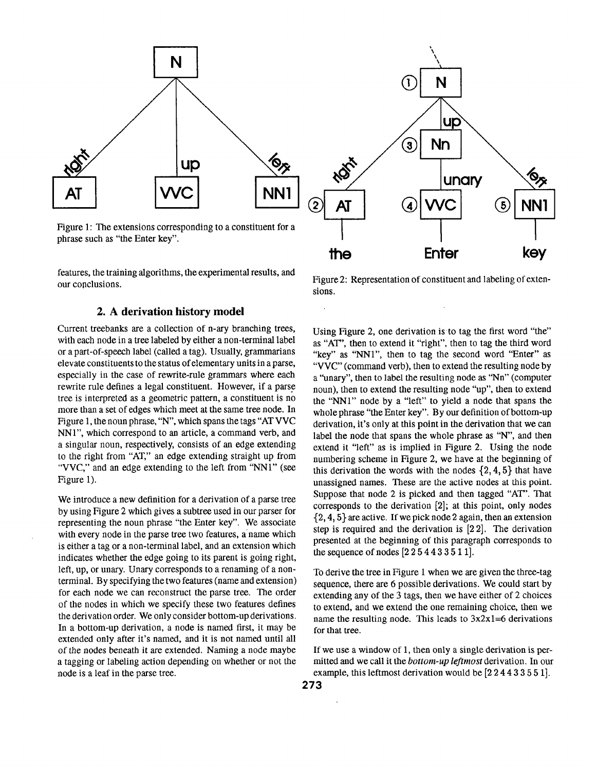Figure 1: The extensions corresponding to a constituent for a phrase such as "the Enter key".

Figure 2: Representation of constituent and labeling of extensions.

features, the training algorithms, the experimental results, and our conclusions.

## 2. A derivation history model

Current treebanks are a collection of n-ary branching trees, with each node in a tree labeled by either a non-terminal label or a part-of-speech label (called a tag). Usually, grammarians elevate constituents to the status of elementary units in a parse, especially in the case of rewrite-rule grammars where each rewrite rule defines a legal constituent. However, if a parse tree is interpreted as a geometric pattern, a constituent is no more than a set of edges which meet at the same tree node. In Figure 1, the noun phrase, "N", which spans the tags "AT VVC NN1", which correspond to an article, a command verb, and a singular noun, respectively, consists of an edge extending to the right from "AT," an edge extending straight up from "VVC," and an edge extending to the left from "NN1" (see Figure 1).

We introduce a new definition for a derivation of a parse tree by using Figure 2 which gives a subtree used in our parser for representing the noun phrase "the Enter key". We associate with every node in the parse tree two features, a name which is either a tag or a non-terminal label, and an extension which indicates whether the edge going to its parent is going right, left, up, or unary. Unary corresponds to a renaming of a non-terminal. By specifying the two features (name and extension) for each node we can reconstruct the parse tree. The order of the nodes in which we specify these two features defines the derivation order. We only consider bottom-up derivations. In a bottom-up derivation, a node is named first, it may be extended only after it's named, and it is not named until all of the nodes beneath it are extended. Naming a node maybe a tagging or labeling action depending on whether or not the node is a leaf in the parse tree.

Using Figure 2, one derivation is to tag the first word "the" as "AT", then to extend it "right", then to tag the third word "key" as "NN1", then to tag the second word "Enter" as "VVC" (command verb), then to extend the resulting node by a "unary", then to label the resulting node as "Nn" (computer noun), then to extend the resulting node "up", then to extend the "NN1" node by a "left" to yield a node that spans the whole phrase "the Enter key". By our definition of bottom-up derivation, it's only at this point in the derivation that we can label the node that spans the whole phrase as "N", and then extend it "left" as is implied in Figure 2. Using the node numbering scheme in Figure 2, we have at the beginning of this derivation the words with the nodes $\{2, 4, 5\}$ that have unassigned names. These are the active nodes at this point. Suppose that node 2 is picked and then tagged "AT". That corresponds to the derivation [2]; at this point, only nodes $\{2, 4, 5\}$ are active. If we pick node 2 again, then an extension step is required and the derivation is [2 2]. The derivation presented at the beginning of this paragraph corresponds to the sequence of nodes [2 2 5 4 4 3 3 5 1 1].

To derive the tree in Figure 1 when we are given the three-tag sequence, there are 6 possible derivations. We could start by extending any of the 3 tags, then we have either of 2 choices to extend, and we extend the one remaining choice, then we name the resulting node. This leads to 3x2x1=6 derivations for that tree.

If we use a window of 1, then only a single derivation is permitted and we call it the *bottom-up leftmost* derivation. In our example, this leftmost derivation would be [2 2 4 4 3 3 5 5 1].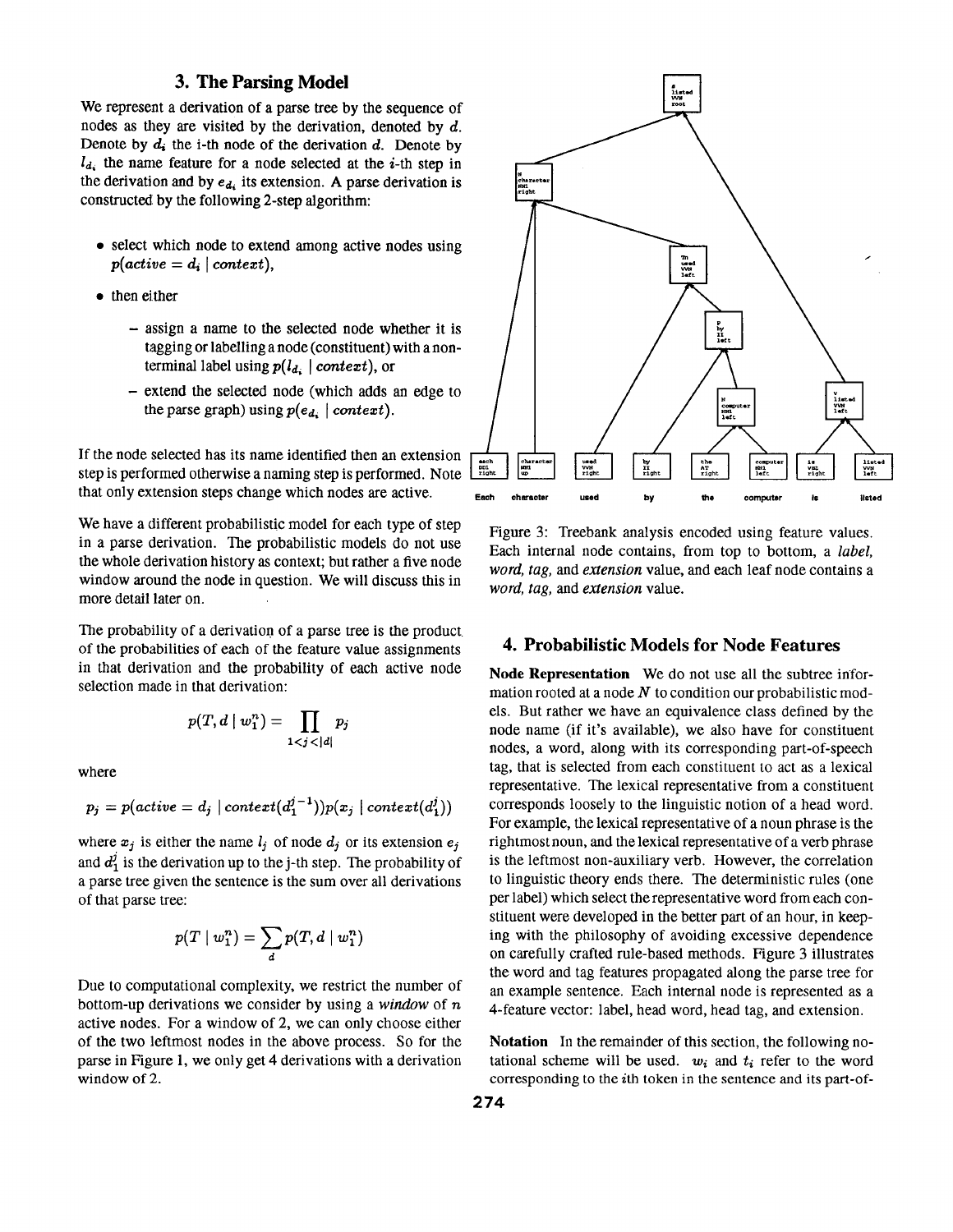## 3. The Parsing Model

We represent a derivation of a parse tree by the sequence of nodes as they are visited by the derivation, denoted by $d$. Denote by $d_i$ the i-th node of the derivation $d$. Denote by $l_{d_i}$ the name feature for a node selected at the $i$-th step in the derivation and by $e_{d_i}$ its extension. A parse derivation is constructed by the following 2-step algorithm:

- select which node to extend among active nodes using $p(active = d_i \mid context)$,
- then either
  - assign a name to the selected node whether it is tagging or labelling a node (constituent) with a non-terminal label using $p(l_{d_i} \mid context)$, or
  - extend the selected node (which adds an edge to the parse graph) using $p(e_{d_i} \mid context)$.

If the node selected has its name identified then an extension step is performed otherwise a naming step is performed. Note that only extension steps change which nodes are active.

We have a different probabilistic model for each type of step in a parse derivation. The probabilistic models do not use the whole derivation history as context; but rather a five node window around the node in question. We will discuss this in more detail later on.

The probability of a derivation of a parse tree is the product of the probabilities of each of the feature value assignments in that derivation and the probability of each active node selection made in that derivation:

$$p(T, d \mid w_1^n) = \prod_{1<j<|d|} p_j$$

where

$$p_j = p(active = d_j \mid context(d_1^{j-1}))p(x_j \mid context(d_1^j))$$

where $x_j$ is either the name $l_j$ of node $d_j$ or its extension $e_j$ and $d_1^j$ is the derivation up to the j-th step. The probability of a parse tree given the sentence is the sum over all derivations of that parse tree:

$$p(T \mid w_1^n) = \sum_d p(T, d \mid w_1^n)$$

Due to computational complexity, we restrict the number of bottom-up derivations we consider by using a *window* of $n$ active nodes. For a window of 2, we can only choose either of the two leftmost nodes in the above process. So for the parse in Figure 1, we only get 4 derivations with a derivation window of 2.

Figure 3: Treebank analysis encoded using feature values. Each internal node contains, from top to bottom, a *label, word, tag,* and *extension* value, and each leaf node contains a *word, tag,* and *extension* value.

## 4. Probabilistic Models for Node Features

**Node Representation** We do not use all the subtree information rooted at a node $N$ to condition our probabilistic models. But rather we have an equivalence class defined by the node name (if it's available), we also have for constituent nodes, a word, along with its corresponding part-of-speech tag, that is selected from each constituent to act as a lexical representative. The lexical representative from a constituent corresponds loosely to the linguistic notion of a head word. For example, the lexical representative of a noun phrase is the rightmost noun, and the lexical representative of a verb phrase is the leftmost non-auxiliary verb. However, the correlation to linguistic theory ends there. The deterministic rules (one per label) which select the representative word from each constituent were developed in the better part of an hour, in keeping with the philosophy of avoiding excessive dependence on carefully crafted rule-based methods. Figure 3 illustrates the word and tag features propagated along the parse tree for an example sentence. Each internal node is represented as a 4-feature vector: label, head word, head tag, and extension.

**Notation** In the remainder of this section, the following notational scheme will be used. $w_i$ and $t_i$ refer to the word corresponding to the $i$th token in the sentence and its part-of-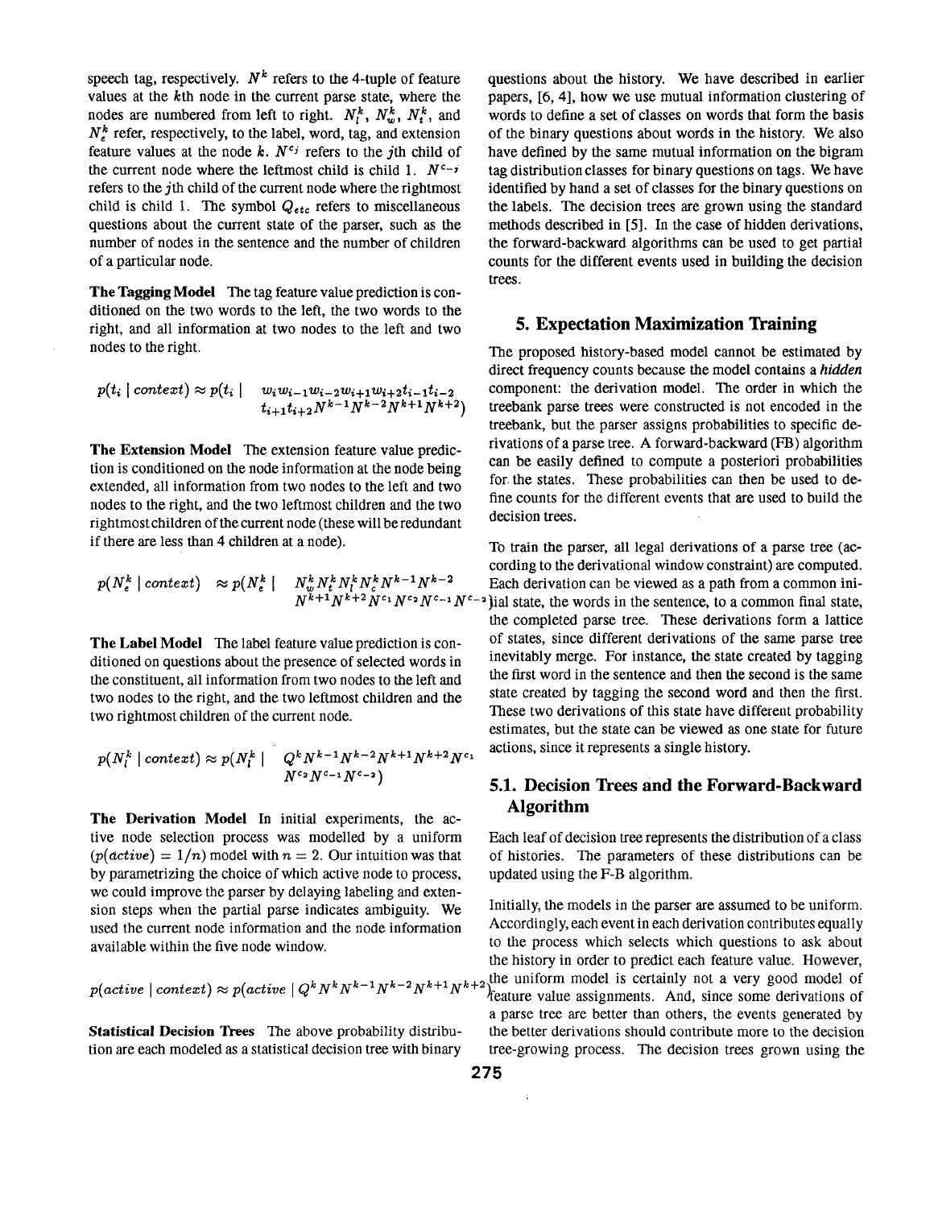speech tag, respectively. $N^k$ refers to the 4-tuple of feature values at the $k$th node in the current parse state, where the nodes are numbered from left to right. $N_l^k$, $N_w^k$, $N_t^k$, and $N_e^k$ refer, respectively, to the label, word, tag, and extension feature values at the node $k$. $N^{c_j}$ refers to the $j$th child of the current node where the leftmost child is child 1. $N^{c_{-j}}$ refers to the $j$th child of the current node where the rightmost child is child 1. The symbol $Q_{etc}$ refers to miscellaneous questions about the current state of the parser, such as the number of nodes in the sentence and the number of children of a particular node.

**The Tagging Model** The tag feature value prediction is conditioned on the two words to the left, the two words to the right, and all information at two nodes to the left and two nodes to the right.

$$p(t_i \mid context) \approx p(t_i \mid \quad w_i w_{i-1} w_{i-2} w_{i+1} w_{i+2} t_{i-1} t_{i-2} \\ t_{i+1} t_{i+2} N^{k-1} N^{k-2} N^{k+1} N^{k+2})$$

**The Extension Model** The extension feature value prediction is conditioned on the node information at the node being extended, all information from two nodes to the left and two nodes to the right, and the two leftmost children and the two rightmost children of the current node (these will be redundant if there are less than 4 children at a node).

$$p(N_e^k \mid context) \approx p(N_e^k \mid \quad N_w^k N_t^k N_l^k N_c^k N^{k-1} N^{k-2} \\ N^{k+1} N^{k+2} N^{c_1} N^{c_2} N^{c_{-1}} N^{c_{-2}})$$

**The Label Model** The label feature value prediction is conditioned on questions about the presence of selected words in the constituent, all information from two nodes to the left and two nodes to the right, and the two leftmost children and the two rightmost children of the current node.

$$p(N_l^k \mid context) \approx p(N_l^k \mid \quad Q^k N^{k-1} N^{k-2} N^{k+1} N^{k+2} N^{c_1} \\ N^{c_2} N^{c_{-1}} N^{c_{-2}})$$

**The Derivation Model** In initial experiments, the active node selection process was modelled by a uniform ($p(active) = 1/n$) model with $n = 2$. Our intuition was that by parametrizing the choice of which active node to process, we could improve the parser by delaying labeling and extension steps when the partial parse indicates ambiguity. We used the current node information and the node information available within the five node window.

$$p(active \mid context) \approx p(active \mid Q^k N^k N^{k-1} N^{k-2} N^{k+1} N^{k+2})$$

**Statistical Decision Trees** The above probability distribution are each modeled as a statistical decision tree with binary questions about the history. We have described in earlier papers, [6, 4], how we use mutual information clustering of words to define a set of classes on words that form the basis of the binary questions about words in the history. We also have defined by the same mutual information on the bigram tag distribution classes for binary questions on tags. We have identified by hand a set of classes for the binary questions on the labels. The decision trees are grown using the standard methods described in [5]. In the case of hidden derivations, the forward-backward algorithms can be used to get partial counts for the different events used in building the decision trees.

## 5. Expectation Maximization Training

The proposed history-based model cannot be estimated by direct frequency counts because the model contains a *hidden* component: the derivation model. The order in which the treebank parse trees were constructed is not encoded in the treebank, but the parser assigns probabilities to specific derivations of a parse tree. A forward-backward (FB) algorithm can be easily defined to compute a posteriori probabilities for the states. These probabilities can then be used to define counts for the different events that are used to build the decision trees.

To train the parser, all legal derivations of a parse tree (according to the derivational window constraint) are computed. Each derivation can be viewed as a path from a common initial state, the words in the sentence, to a common final state, the completed parse tree. These derivations form a lattice of states, since different derivations of the same parse tree inevitably merge. For instance, the state created by tagging the first word in the sentence and then the second is the same state created by tagging the second word and then the first. These two derivations of this state have different probability estimates, but the state can be viewed as one state for future actions, since it represents a single history.

### 5.1. Decision Trees and the Forward-Backward Algorithm

Each leaf of decision tree represents the distribution of a class of histories. The parameters of these distributions can be updated using the F-B algorithm.

Initially, the models in the parser are assumed to be uniform. Accordingly, each event in each derivation contributes equally to the process which selects which questions to ask about the history in order to predict each feature value. However, the uniform model is certainly not a very good model of feature value assignments. And, since some derivations of a parse tree are better than others, the events generated by the better derivations should contribute more to the decision tree-growing process. The decision trees grown using the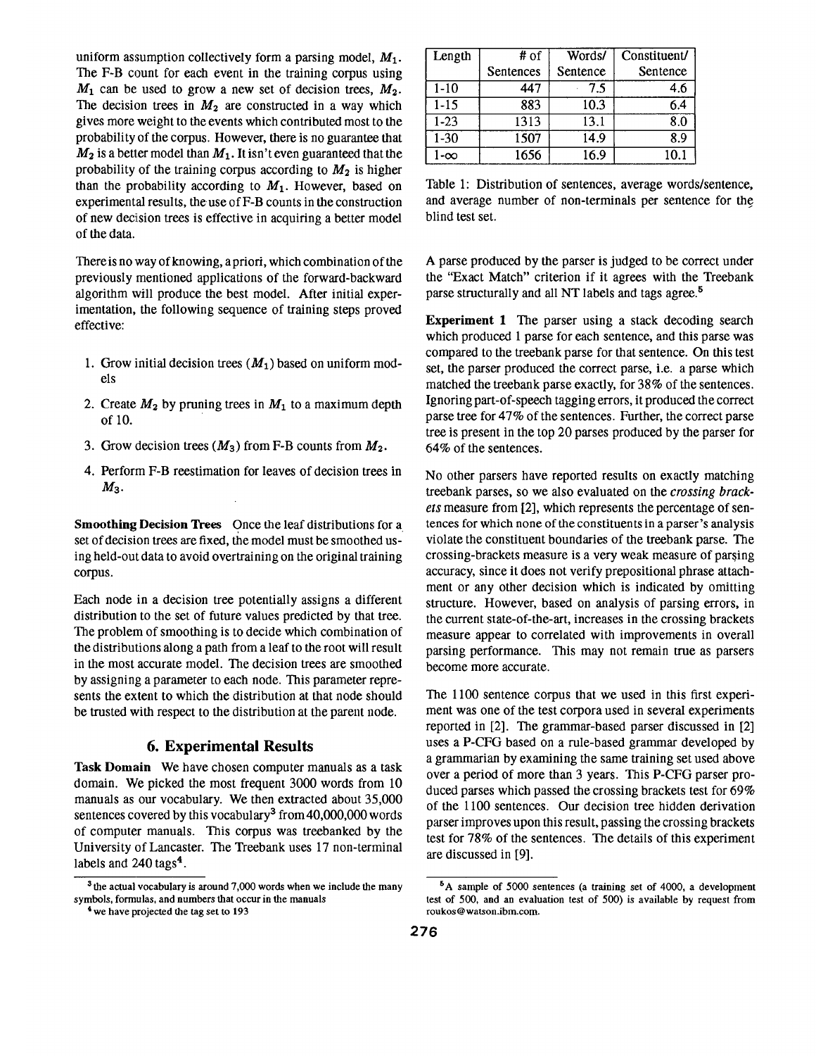uniform assumption collectively form a parsing model, $M_1$. The F-B count for each event in the training corpus using $M_1$ can be used to grow a new set of decision trees, $M_2$. The decision trees in $M_2$ are constructed in a way which gives more weight to the events which contributed most to the probability of the corpus. However, there is no guarantee that $M_2$ is a better model than $M_1$. It isn't even guaranteed that the probability of the training corpus according to $M_2$ is higher than the probability according to $M_1$. However, based on experimental results, the use of F-B counts in the construction of new decision trees is effective in acquiring a better model of the data.

There is no way of knowing, a priori, which combination of the previously mentioned applications of the forward-backward algorithm will produce the best model. After initial experimentation, the following sequence of training steps proved effective:

1. Grow initial decision trees ($M_1$) based on uniform models
2. Create $M_2$ by pruning trees in $M_1$ to a maximum depth of 10.
3. Grow decision trees ($M_3$) from F-B counts from $M_2$.
4. Perform F-B reestimation for leaves of decision trees in $M_3$.

**Smoothing Decision Trees** Once the leaf distributions for a set of decision trees are fixed, the model must be smoothed using held-out data to avoid overtraining on the original training corpus.

Each node in a decision tree potentially assigns a different distribution to the set of future values predicted by that tree. The problem of smoothing is to decide which combination of the distributions along a path from a leaf to the root will result in the most accurate model. The decision trees are smoothed by assigning a parameter to each node. This parameter represents the extent to which the distribution at that node should be trusted with respect to the distribution at the parent node.

## 6. Experimental Results

**Task Domain** We have chosen computer manuals as a task domain. We picked the most frequent 3000 words from 10 manuals as our vocabulary. We then extracted about 35,000 sentences covered by this vocabulary[3] from 40,000,000 words of computer manuals. This corpus was treebanked by the University of Lancaster. The Treebank uses 17 non-terminal labels and 240 tags[4].

[3] the actual vocabulary is around 7,000 words when we include the many symbols, formulas, and numbers that occur in the manuals

[4] we have projected the tag set to 193

| Length | # of Sentences | Words/ Sentence | Constituent/ Sentence |
|---|---|---|---|
| 1-10 | 447 | 7.5 | 4.6 |
| 1-15 | 883 | 10.3 | 6.4 |
| 1-23 | 1313 | 13.1 | 8.0 |
| 1-30 | 1507 | 14.9 | 8.9 |
| 1-∞ | 1656 | 16.9 | 10.1 |

Table 1: Distribution of sentences, average words/sentence, and average number of non-terminals per sentence for the blind test set.

A parse produced by the parser is judged to be correct under the "Exact Match" criterion if it agrees with the Treebank parse structurally and all NT labels and tags agree.[5]

**Experiment 1** The parser using a stack decoding search which produced 1 parse for each sentence, and this parse was compared to the treebank parse for that sentence. On this test set, the parser produced the correct parse, i.e. a parse which matched the treebank parse exactly, for 38% of the sentences. Ignoring part-of-speech tagging errors, it produced the correct parse tree for 47% of the sentences. Further, the correct parse tree is present in the top 20 parses produced by the parser for 64% of the sentences.

No other parsers have reported results on exactly matching treebank parses, so we also evaluated on the *crossing brackets* measure from [2], which represents the percentage of sentences for which none of the constituents in a parser's analysis violate the constituent boundaries of the treebank parse. The crossing-brackets measure is a very weak measure of parsing accuracy, since it does not verify prepositional phrase attachment or any other decision which is indicated by omitting structure. However, based on analysis of parsing errors, in the current state-of-the-art, increases in the crossing brackets measure appear to correlated with improvements in overall parsing performance. This may not remain true as parsers become more accurate.

The 1100 sentence corpus that we used in this first experiment was one of the test corpora used in several experiments reported in [2]. The grammar-based parser discussed in [2] uses a P-CFG based on a rule-based grammar developed by a grammarian by examining the same training set used above over a period of more than 3 years. This P-CFG parser produced parses which passed the crossing brackets test for 69% of the 1100 sentences. Our decision tree hidden derivation parser improves upon this result, passing the crossing brackets test for 78% of the sentences. The details of this experiment are discussed in [9].

[5] A sample of 5000 sentences (a training set of 4000, a development test of 500, and an evaluation test of 500) is available by request from roukos@watson.ibm.com.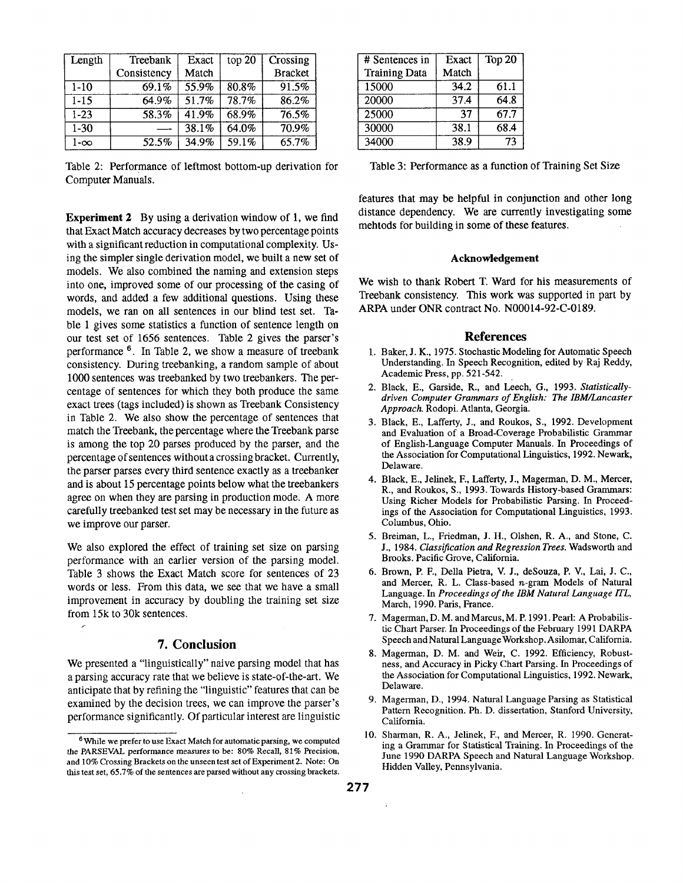| Length | Treebank Consistency | Exact Match | top 20 | Crossing Bracket |
| --- | --- | --- | --- | --- |
| 1-10 | 69.1% | 55.9% | 80.8% | 91.5% |
| 1-15 | 64.9% | 51.7% | 78.7% | 86.2% |
| 1-23 | 58.3% | 41.9% | 68.9% | 76.5% |
| 1-30 | — | 38.1% | 64.0% | 70.9% |
| 1-$\infty$ | 52.5% | 34.9% | 59.1% | 65.7% |

Table 2: Performance of leftmost bottom-up derivation for Computer Manuals.

**Experiment 2** By using a derivation window of 1, we find that Exact Match accuracy decreases by two percentage points with a significant reduction in computational complexity. Using the simpler single derivation model, we built a new set of models. We also combined the naming and extension steps into one, improved some of our processing of the casing of words, and added a few additional questions. Using these models, we ran on all sentences in our blind test set. Table 1 gives some statistics a function of sentence length on our test set of 1656 sentences. Table 2 gives the parser's performance [6]. In Table 2, we show a measure of treebank consistency. During treebanking, a random sample of about 1000 sentences was treebanked by two treebankers. The percentage of sentences for which they both produce the same exact trees (tags included) is shown as Treebank Consistency in Table 2. We also show the percentage of sentences that match the Treebank, the percentage where the Treebank parse is among the top 20 parses produced by the parser, and the percentage of sentences without a crossing bracket. Currently, the parser parses every third sentence exactly as a treebanker and is about 15 percentage points below what the treebankers agree on when they are parsing in production mode. A more carefully treebanked test set may be necessary in the future as we improve our parser.

We also explored the effect of training set size on parsing performance with an earlier version of the parsing model. Table 3 shows the Exact Match score for sentences of 23 words or less. From this data, we see that we have a small improvement in accuracy by doubling the training set size from 15k to 30k sentences.

| # Sentences in Training Data | Exact Match | Top 20 |
| --- | --- | --- |
| 15000 | 34.2 | 61.1 |
| 20000 | 37.4 | 64.8 |
| 25000 | 37 | 67.7 |
| 30000 | 38.1 | 68.4 |
| 34000 | 38.9 | 73 |

Table 3: Performance as a function of Training Set Size

## 7. Conclusion

We presented a "linguistically" naive parsing model that has a parsing accuracy rate that we believe is state-of-the-art. We anticipate that by refining the "linguistic" features that can be examined by the decision trees, we can improve the parser's performance significantly. Of particular interest are linguistic features that may be helpful in conjunction and other long distance dependency. We are currently investigating some mehtods for building in some of these features.

[6] While we prefer to use Exact Match for automatic parsing, we computed the PARSEVAL performance measures to be: 80% Recall, 81% Precision, and 10% Crossing Brackets on the unseen test set of Experiment 2. Note: On this test set, 65.7% of the sentences are parsed without any crossing brackets.

### Acknowledgement

We wish to thank Robert T. Ward for his measurements of Treebank consistency. This work was supported in part by ARPA under ONR contract No. N00014-92-C-0189.

## References

1. Baker, J. K., 1975. Stochastic Modeling for Automatic Speech Understanding. In Speech Recognition, edited by Raj Reddy, Academic Press, pp. 521-542.
2. Black, E., Garside, R., and Leech, G., 1993. *Statistically-driven Computer Grammars of English: The IBM/Lancaster Approach.* Rodopi. Atlanta, Georgia.
3. Black, E., Lafferty, J., and Roukos, S., 1992. Development and Evaluation of a Broad-Coverage Probabilistic Grammar of English-Language Computer Manuals. In Proceedings of the Association for Computational Linguistics, 1992. Newark, Delaware.
4. Black, E., Jelinek, F., Lafferty, J., Magerman, D. M., Mercer, R., and Roukos, S., 1993. Towards History-based Grammars: Using Richer Models for Probabilistic Parsing. In Proceedings of the Association for Computational Linguistics, 1993. Columbus, Ohio.
5. Breiman, L., Friedman, J. H., Olshen, R. A., and Stone, C. J., 1984. *Classification and Regression Trees.* Wadsworth and Brooks. Pacific Grove, California.
6. Brown, P. F., Della Pietra, V. J., deSouza, P. V., Lai, J. C., and Mercer, R. L. Class-based $n$-gram Models of Natural Language. In *Proceedings of the IBM Natural Language ITL*, March, 1990. Paris, France.
7. Magerman, D. M. and Marcus, M. P. 1991. Pearl: A Probabilistic Chart Parser. In Proceedings of the February 1991 DARPA Speech and Natural Language Workshop. Asilomar, California.
8. Magerman, D. M. and Weir, C. 1992. Efficiency, Robustness, and Accuracy in Picky Chart Parsing. In Proceedings of the Association for Computational Linguistics, 1992. Newark, Delaware.
9. Magerman, D., 1994. Natural Language Parsing as Statistical Pattern Recognition. Ph. D. dissertation, Stanford University, California.
10. Sharman, R. A., Jelinek, F., and Mercer, R. 1990. Generating a Grammar for Statistical Training. In Proceedings of the June 1990 DARPA Speech and Natural Language Workshop. Hidden Valley, Pennsylvania.